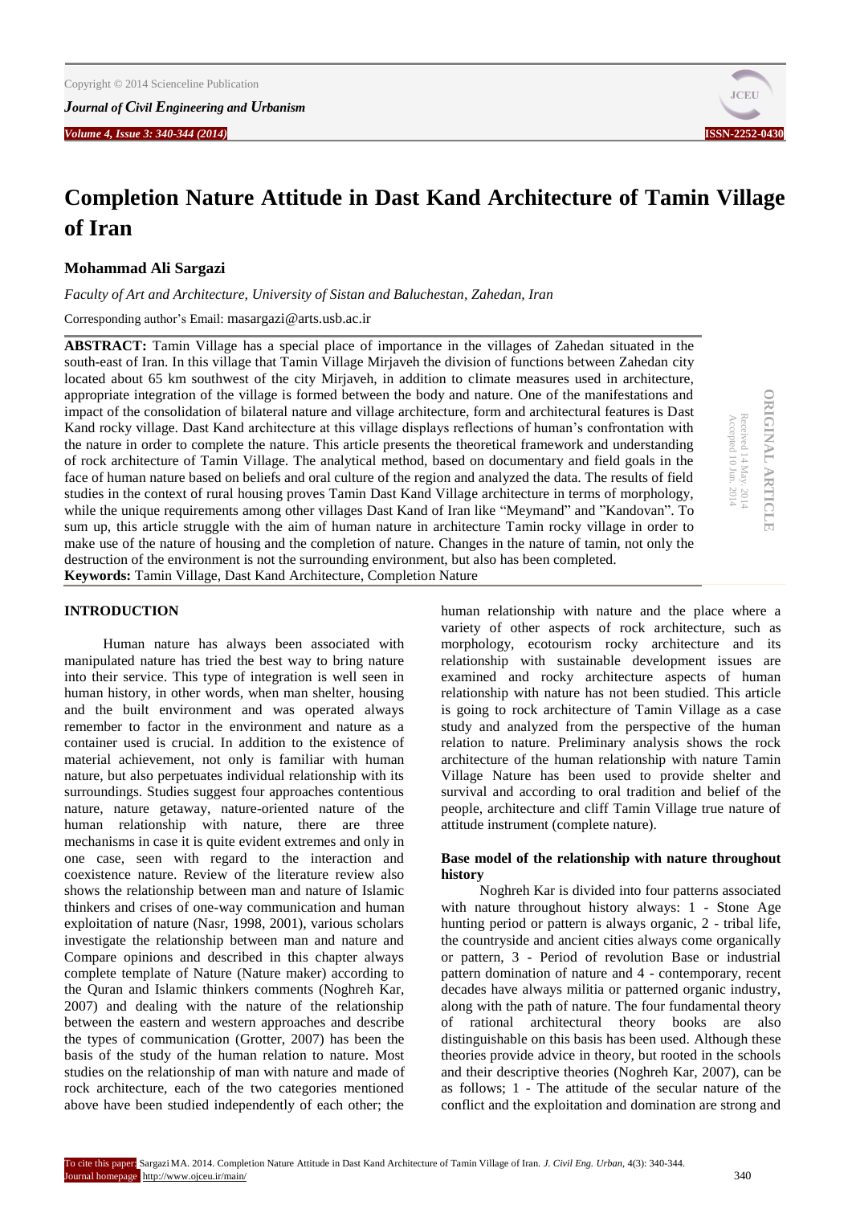# Completion Nature Attitude in Dast Kand Architecture of Tamin Village of Iran

**Mohammad Ali Sargazi**

*Faculty of Art and Architecture, University of Sistan and Baluchestan, Zahedan, Iran*

Corresponding author's Email: masargazi@arts.usb.ac.ir

ORIGINAL ARTICLE
Received 14 May. 2014
Accepted 10 Jun. 2014

**ABSTRACT:** Tamin Village has a special place of importance in the villages of Zahedan situated in the south-east of Iran. In this village that Tamin Village Mirjaveh the division of functions between Zahedan city located about 65 km southwest of the city Mirjaveh, in addition to climate measures used in architecture, appropriate integration of the village is formed between the body and nature. One of the manifestations and impact of the consolidation of bilateral nature and village architecture, form and architectural features is Dast Kand rocky village. Dast Kand architecture at this village displays reflections of human's confrontation with the nature in order to complete the nature. This article presents the theoretical framework and understanding of rock architecture of Tamin Village. The analytical method, based on documentary and field goals in the face of human nature based on beliefs and oral culture of the region and analyzed the data. The results of field studies in the context of rural housing proves Tamin Dast Kand Village architecture in terms of morphology, while the unique requirements among other villages Dast Kand of Iran like "Meymand" and "Kandovan". To sum up, this article struggle with the aim of human nature in architecture Tamin rocky village in order to make use of the nature of housing and the completion of nature. Changes in the nature of tamin, not only the destruction of the environment is not the surrounding environment, but also has been completed.

**Keywords:** Tamin Village, Dast Kand Architecture, Completion Nature

## INTRODUCTION

Human nature has always been associated with manipulated nature has tried the best way to bring nature into their service. This type of integration is well seen in human history, in other words, when man shelter, housing and the built environment and was operated always remember to factor in the environment and nature as a container used is crucial. In addition to the existence of material achievement, not only is familiar with human nature, but also perpetuates individual relationship with its surroundings. Studies suggest four approaches contentious nature, nature getaway, nature-oriented nature of the human relationship with nature, there are three mechanisms in case it is quite evident extremes and only in one case, seen with regard to the interaction and coexistence nature. Review of the literature review also shows the relationship between man and nature of Islamic thinkers and crises of one-way communication and human exploitation of nature (Nasr, 1998, 2001), various scholars investigate the relationship between man and nature and Compare opinions and described in this chapter always complete template of Nature (Nature maker) according to the Quran and Islamic thinkers comments (Noghreh Kar, 2007) and dealing with the nature of the relationship between the eastern and western approaches and describe the types of communication (Grotter, 2007) has been the basis of the study of the human relation to nature. Most studies on the relationship of man with nature and made of rock architecture, each of the two categories mentioned above have been studied independently of each other; the human relationship with nature and the place where a variety of other aspects of rock architecture, such as morphology, ecotourism rocky architecture and its relationship with sustainable development issues are examined and rocky architecture aspects of human relationship with nature has not been studied. This article is going to rock architecture of Tamin Village as a case study and analyzed from the perspective of the human relation to nature. Preliminary analysis shows the rock architecture of the human relationship with nature Tamin Village Nature has been used to provide shelter and survival and according to oral tradition and belief of the people, architecture and cliff Tamin Village true nature of attitude instrument (complete nature).

### Base model of the relationship with nature throughout history

Noghreh Kar is divided into four patterns associated with nature throughout history always: 1 - Stone Age hunting period or pattern is always organic, 2 - tribal life, the countryside and ancient cities always come organically or pattern, 3 - Period of revolution Base or industrial pattern domination of nature and 4 - contemporary, recent decades have always militia or patterned organic industry, along with the path of nature. The four fundamental theory of rational architectural theory books are also distinguishable on this basis has been used. Although these theories provide advice in theory, but rooted in the schools and their descriptive theories (Noghreh Kar, 2007), can be as follows; 1 - The attitude of the secular nature of the conflict and the exploitation and domination are strong and

To cite this paper: Sargazi MA. 2014. Completion Nature Attitude in Dast Kand Architecture of Tamin Village of Iran. *J. Civil Eng. Urban,* 4(3): 340-344.
Journal homepage: http://www.ojceu.ir/main/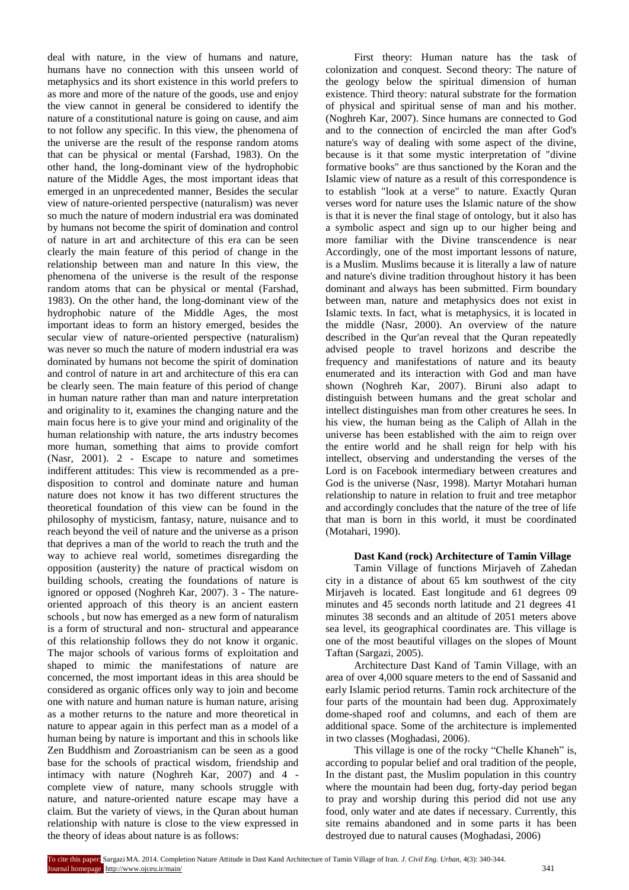deal with nature, in the view of humans and nature, humans have no connection with this unseen world of metaphysics and its short existence in this world prefers to as more and more of the nature of the goods, use and enjoy the view cannot in general be considered to identify the nature of a constitutional nature is going on cause, and aim to not follow any specific. In this view, the phenomena of the universe are the result of the response random atoms that can be physical or mental (Farshad, 1983). On the other hand, the long-dominant view of the hydrophobic nature of the Middle Ages, the most important ideas that emerged in an unprecedented manner, Besides the secular view of nature-oriented perspective (naturalism) was never so much the nature of modern industrial era was dominated by humans not become the spirit of domination and control of nature in art and architecture of this era can be seen clearly the main feature of this period of change in the relationship between man and nature In this view, the phenomena of the universe is the result of the response random atoms that can be physical or mental (Farshad, 1983). On the other hand, the long-dominant view of the hydrophobic nature of the Middle Ages, the most important ideas to form an history emerged, besides the secular view of nature-oriented perspective (naturalism) was never so much the nature of modern industrial era was dominated by humans not become the spirit of domination and control of nature in art and architecture of this era can be clearly seen. The main feature of this period of change in human nature rather than man and nature interpretation and originality to it, examines the changing nature and the main focus here is to give your mind and originality of the human relationship with nature, the arts industry becomes more human, something that aims to provide comfort (Nasr, 2001). 2 - Escape to nature and sometimes indifferent attitudes: This view is recommended as a pre-disposition to control and dominate nature and human nature does not know it has two different structures the theoretical foundation of this view can be found in the philosophy of mysticism, fantasy, nature, nuisance and to reach beyond the veil of nature and the universe as a prison that deprives a man of the world to reach the truth and the way to achieve real world, sometimes disregarding the opposition (austerity) the nature of practical wisdom on building schools, creating the foundations of nature is ignored or opposed (Noghreh Kar, 2007). 3 - The nature-oriented approach of this theory is an ancient eastern schools , but now has emerged as a new form of naturalism is a form of structural and non- structural and appearance of this relationship follows they do not know it organic. The major schools of various forms of exploitation and shaped to mimic the manifestations of nature are concerned, the most important ideas in this area should be considered as organic offices only way to join and become one with nature and human nature is human nature, arising as a mother returns to the nature and more theoretical in nature to appear again in this perfect man as a model of a human being by nature is important and this in schools like Zen Buddhism and Zoroastrianism can be seen as a good base for the schools of practical wisdom, friendship and intimacy with nature (Noghreh Kar, 2007) and 4 - complete view of nature, many schools struggle with nature, and nature-oriented nature escape may have a claim. But the variety of views, in the Quran about human relationship with nature is close to the view expressed in the theory of ideas about nature is as follows:

First theory: Human nature has the task of colonization and conquest. Second theory: The nature of the geology below the spiritual dimension of human existence. Third theory: natural substrate for the formation of physical and spiritual sense of man and his mother. (Noghreh Kar, 2007). Since humans are connected to God and to the connection of encircled the man after God's nature's way of dealing with some aspect of the divine, because is it that some mystic interpretation of "divine formative books" are thus sanctioned by the Koran and the Islamic view of nature as a result of this correspondence is to establish "look at a verse" to nature. Exactly Quran verses word for nature uses the Islamic nature of the show is that it is never the final stage of ontology, but it also has a symbolic aspect and sign up to our higher being and more familiar with the Divine transcendence is near Accordingly, one of the most important lessons of nature, is a Muslim. Muslims because it is literally a law of nature and nature's divine tradition throughout history it has been dominant and always has been submitted. Firm boundary between man, nature and metaphysics does not exist in Islamic texts. In fact, what is metaphysics, it is located in the middle (Nasr, 2000). An overview of the nature described in the Qur'an reveal that the Quran repeatedly advised people to travel horizons and describe the frequency and manifestations of nature and its beauty enumerated and its interaction with God and man have shown (Noghreh Kar, 2007). Biruni also adapt to distinguish between humans and the great scholar and intellect distinguishes man from other creatures he sees. In his view, the human being as the Caliph of Allah in the universe has been established with the aim to reign over the entire world and he shall reign for help with his intellect, observing and understanding the verses of the Lord is on Facebook intermediary between creatures and God is the universe (Nasr, 1998). Martyr Motahari human relationship to nature in relation to fruit and tree metaphor and accordingly concludes that the nature of the tree of life that man is born in this world, it must be coordinated (Motahari, 1990).

## Dast Kand (rock) Architecture of Tamin Village

Tamin Village of functions Mirjaveh of Zahedan city in a distance of about 65 km southwest of the city Mirjaveh is located. East longitude and 61 degrees 09 minutes and 45 seconds north latitude and 21 degrees 41 minutes 38 seconds and an altitude of 2051 meters above sea level, its geographical coordinates are. This village is one of the most beautiful villages on the slopes of Mount Taftan (Sargazi, 2005).

Architecture Dast Kand of Tamin Village, with an area of over 4,000 square meters to the end of Sassanid and early Islamic period returns. Tamin rock architecture of the four parts of the mountain had been dug. Approximately dome-shaped roof and columns, and each of them are additional space. Some of the architecture is implemented in two classes (Moghadasi, 2006).

This village is one of the rocky "Chelle Khaneh" is, according to popular belief and oral tradition of the people, In the distant past, the Muslim population in this country where the mountain had been dug, forty-day period began to pray and worship during this period did not use any food, only water and ate dates if necessary. Currently, this site remains abandoned and in some parts it has been destroyed due to natural causes (Moghadasi, 2006)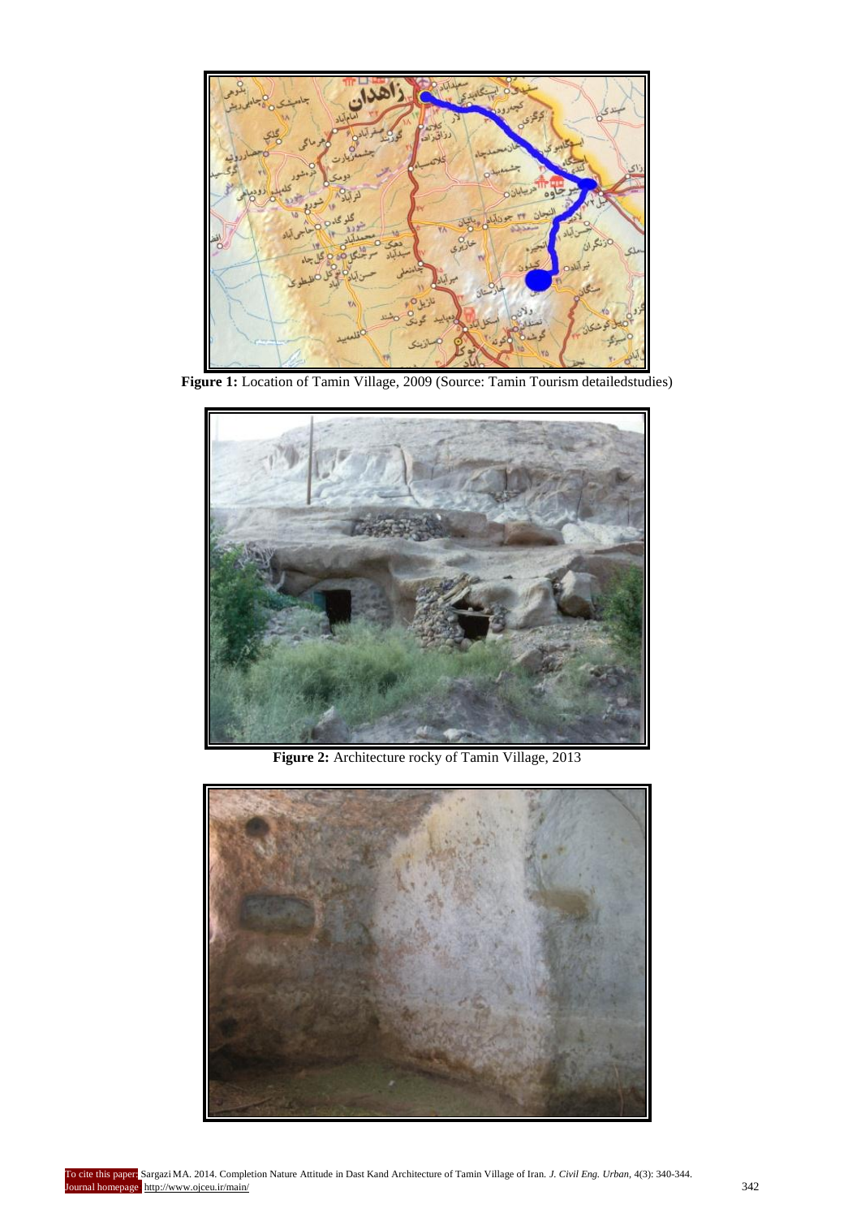**Figure 1:** Location of Tamin Village, 2009 (Source: Tamin Tourism detailedstudies)

**Figure 2:** Architecture rocky of Tamin Village, 2013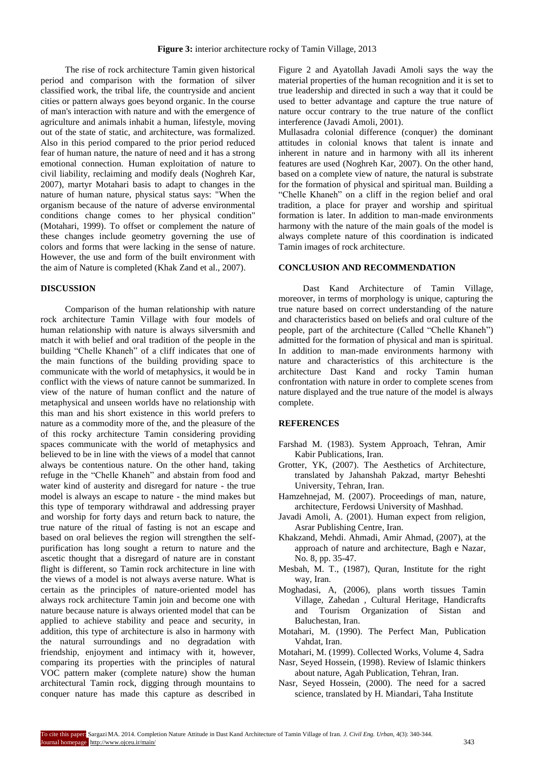**Figure 3:** interior architecture rocky of Tamin Village, 2013

The rise of rock architecture Tamin given historical period and comparison with the formation of silver classified work, the tribal life, the countryside and ancient cities or pattern always goes beyond organic. In the course of man's interaction with nature and with the emergence of agriculture and animals inhabit a human, lifestyle, moving out of the state of static, and architecture, was formalized. Also in this period compared to the prior period reduced fear of human nature, the nature of need and it has a strong emotional connection. Human exploitation of nature to civil liability, reclaiming and modify deals (Noghreh Kar, 2007), martyr Motahari basis to adapt to changes in the nature of human nature, physical status says: "When the organism because of the nature of adverse environmental conditions change comes to her physical condition" (Motahari, 1999). To offset or complement the nature of these changes include geometry governing the use of colors and forms that were lacking in the sense of nature. However, the use and form of the built environment with the aim of Nature is completed (Khak Zand et al., 2007).

## DISCUSSION

Comparison of the human relationship with nature rock architecture Tamin Village with four models of human relationship with nature is always silversmith and match it with belief and oral tradition of the people in the building "Chelle Khaneh" of a cliff indicates that one of the main functions of the building providing space to communicate with the world of metaphysics, it would be in conflict with the views of nature cannot be summarized. In view of the nature of human conflict and the nature of metaphysical and unseen worlds have no relationship with this man and his short existence in this world prefers to nature as a commodity more of the, and the pleasure of the of this rocky architecture Tamin considering providing spaces communicate with the world of metaphysics and believed to be in line with the views of a model that cannot always be contentious nature. On the other hand, taking refuge in the "Chelle Khaneh" and abstain from food and water kind of austerity and disregard for nature - the true model is always an escape to nature - the mind makes but this type of temporary withdrawal and addressing prayer and worship for forty days and return back to nature, the true nature of the ritual of fasting is not an escape and based on oral believes the region will strengthen the self-purification has long sought a return to nature and the ascetic thought that a disregard of nature are in constant flight is different, so Tamin rock architecture in line with the views of a model is not always averse nature. What is certain as the principles of nature-oriented model has always rock architecture Tamin join and become one with nature because nature is always oriented model that can be applied to achieve stability and peace and security, in addition, this type of architecture is also in harmony with the natural surroundings and no degradation with friendship, enjoyment and intimacy with it, however, comparing its properties with the principles of natural VOC pattern maker (complete nature) show the human architectural Tamin rock, digging through mountains to conquer nature has made this capture as described in Figure 2 and Ayatollah Javadi Amoli says the way the material properties of the human recognition and it is set to true leadership and directed in such a way that it could be used to better advantage and capture the true nature of nature occur contrary to the true nature of the conflict interference (Javadi Amoli, 2001).

Mullasadra colonial difference (conquer) the dominant attitudes in colonial knows that talent is innate and inherent in nature and in harmony with all its inherent features are used (Noghreh Kar, 2007). On the other hand, based on a complete view of nature, the natural is substrate for the formation of physical and spiritual man. Building a "Chelle Khaneh" on a cliff in the region belief and oral tradition, a place for prayer and worship and spiritual formation is later. In addition to man-made environments harmony with the nature of the main goals of the model is always complete nature of this coordination is indicated Tamin images of rock architecture.

## CONCLUSION AND RECOMMENDATION

Dast Kand Architecture of Tamin Village, moreover, in terms of morphology is unique, capturing the true nature based on correct understanding of the nature and characteristics based on beliefs and oral culture of the people, part of the architecture (Called "Chelle Khaneh") admitted for the formation of physical and man is spiritual. In addition to man-made environments harmony with nature and characteristics of this architecture is the architecture Dast Kand and rocky Tamin human confrontation with nature in order to complete scenes from nature displayed and the true nature of the model is always complete.

## REFERENCES

- Farshad M. (1983). System Approach, Tehran, Amir Kabir Publications, Iran.
- Grotter, YK, (2007). The Aesthetics of Architecture, translated by Jahanshah Pakzad, martyr Beheshti University, Tehran, Iran.
- Hamzehnejad, M. (2007). Proceedings of man, nature, architecture, Ferdowsi University of Mashhad.
- Javadi Amoli, A. (2001). Human expect from religion, Asrar Publishing Centre, Iran.
- Khakzand, Mehdi. Ahmadi, Amir Ahmad, (2007), at the approach of nature and architecture, Bagh e Nazar, No. 8, pp. 35-47.
- Mesbah, M. T., (1987), Quran, Institute for the right way, Iran.
- Moghadasi, A, (2006), plans worth tissues Tamin Village, Zahedan , Cultural Heritage, Handicrafts and Tourism Organization of Sistan and Baluchestan, Iran.
- Motahari, M. (1990). The Perfect Man, Publication Vahdat, Iran.
- Motahari, M. (1999). Collected Works, Volume 4, Sadra
- Nasr, Seyed Hossein, (1998). Review of Islamic thinkers about nature, Agah Publication, Tehran, Iran.
- Nasr, Seyed Hossein, (2000). The need for a sacred science, translated by H. Miandari, Taha Institute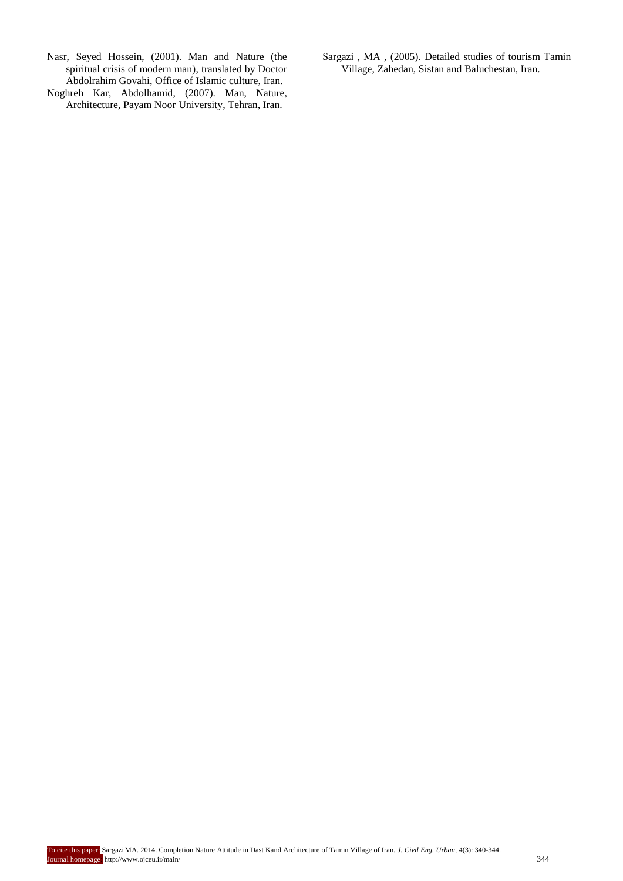Nasr, Seyed Hossein, (2001). Man and Nature (the spiritual crisis of modern man), translated by Doctor Abdolrahim Govahi, Office of Islamic culture, Iran.

Noghreh Kar, Abdolhamid, (2007). Man, Nature, Architecture, Payam Noor University, Tehran, Iran.

Sargazi , MA , (2005). Detailed studies of tourism Tamin Village, Zahedan, Sistan and Baluchestan, Iran.